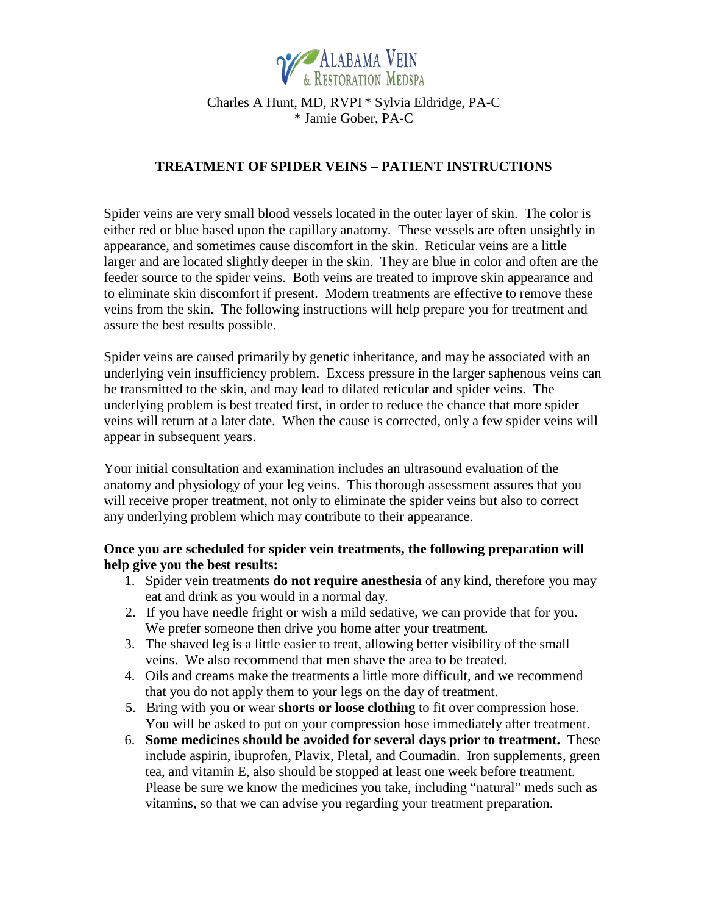ALABAMA VEIN & RESTORATION MEDSPA

Charles A Hunt, MD, RVPI * Sylvia Eldridge, PA-C * Jamie Gober, PA-C

## TREATMENT OF SPIDER VEINS – PATIENT INSTRUCTIONS

Spider veins are very small blood vessels located in the outer layer of skin. The color is either red or blue based upon the capillary anatomy. These vessels are often unsightly in appearance, and sometimes cause discomfort in the skin. Reticular veins are a little larger and are located slightly deeper in the skin. They are blue in color and often are the feeder source to the spider veins. Both veins are treated to improve skin appearance and to eliminate skin discomfort if present. Modern treatments are effective to remove these veins from the skin. The following instructions will help prepare you for treatment and assure the best results possible.

Spider veins are caused primarily by genetic inheritance, and may be associated with an underlying vein insufficiency problem. Excess pressure in the larger saphenous veins can be transmitted to the skin, and may lead to dilated reticular and spider veins. The underlying problem is best treated first, in order to reduce the chance that more spider veins will return at a later date. When the cause is corrected, only a few spider veins will appear in subsequent years.

Your initial consultation and examination includes an ultrasound evaluation of the anatomy and physiology of your leg veins. This thorough assessment assures that you will receive proper treatment, not only to eliminate the spider veins but also to correct any underlying problem which may contribute to their appearance.

**Once you are scheduled for spider vein treatments, the following preparation will help give you the best results:**

1. Spider vein treatments **do not require anesthesia** of any kind, therefore you may eat and drink as you would in a normal day.
2. If you have needle fright or wish a mild sedative, we can provide that for you. We prefer someone then drive you home after your treatment.
3. The shaved leg is a little easier to treat, allowing better visibility of the small veins. We also recommend that men shave the area to be treated.
4. Oils and creams make the treatments a little more difficult, and we recommend that you do not apply them to your legs on the day of treatment.
5. Bring with you or wear **shorts or loose clothing** to fit over compression hose. You will be asked to put on your compression hose immediately after treatment.
6. **Some medicines should be avoided for several days prior to treatment.** These include aspirin, ibuprofen, Plavix, Pletal, and Coumadin. Iron supplements, green tea, and vitamin E, also should be stopped at least one week before treatment. Please be sure we know the medicines you take, including "natural" meds such as vitamins, so that we can advise you regarding your treatment preparation.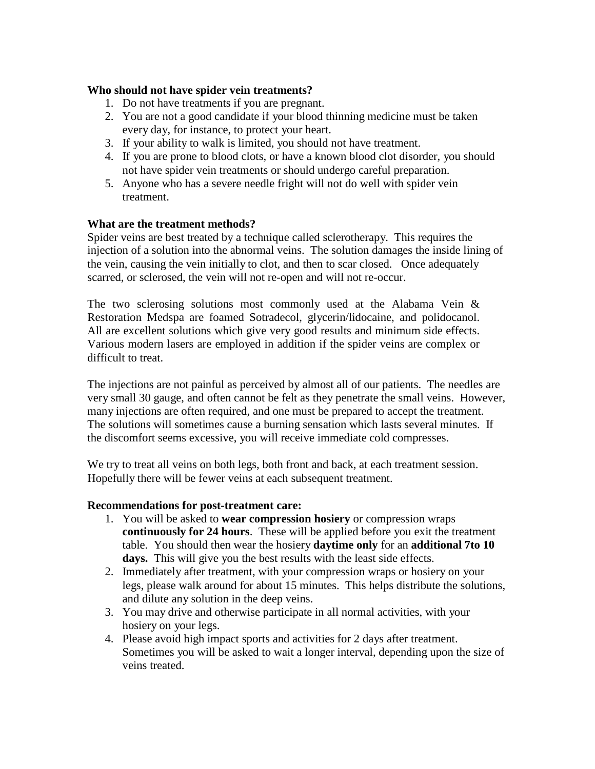**Who should not have spider vein treatments?**

1. Do not have treatments if you are pregnant.
2. You are not a good candidate if your blood thinning medicine must be taken every day, for instance, to protect your heart.
3. If your ability to walk is limited, you should not have treatment.
4. If you are prone to blood clots, or have a known blood clot disorder, you should not have spider vein treatments or should undergo careful preparation.
5. Anyone who has a severe needle fright will not do well with spider vein treatment.

**What are the treatment methods?**

Spider veins are best treated by a technique called sclerotherapy. This requires the injection of a solution into the abnormal veins. The solution damages the inside lining of the vein, causing the vein initially to clot, and then to scar closed. Once adequately scarred, or sclerosed, the vein will not re-open and will not re-occur.

The two sclerosing solutions most commonly used at the Alabama Vein & Restoration Medspa are foamed Sotradecol, glycerin/lidocaine, and polidocanol. All are excellent solutions which give very good results and minimum side effects. Various modern lasers are employed in addition if the spider veins are complex or difficult to treat.

The injections are not painful as perceived by almost all of our patients. The needles are very small 30 gauge, and often cannot be felt as they penetrate the small veins. However, many injections are often required, and one must be prepared to accept the treatment. The solutions will sometimes cause a burning sensation which lasts several minutes. If the discomfort seems excessive, you will receive immediate cold compresses.

We try to treat all veins on both legs, both front and back, at each treatment session. Hopefully there will be fewer veins at each subsequent treatment.

**Recommendations for post-treatment care:**

1. You will be asked to **wear compression hosiery** or compression wraps **continuously for 24 hours**. These will be applied before you exit the treatment table. You should then wear the hosiery **daytime only** for an **additional 7to 10 days.** This will give you the best results with the least side effects.
2. Immediately after treatment, with your compression wraps or hosiery on your legs, please walk around for about 15 minutes. This helps distribute the solutions, and dilute any solution in the deep veins.
3. You may drive and otherwise participate in all normal activities, with your hosiery on your legs.
4. Please avoid high impact sports and activities for 2 days after treatment. Sometimes you will be asked to wait a longer interval, depending upon the size of veins treated.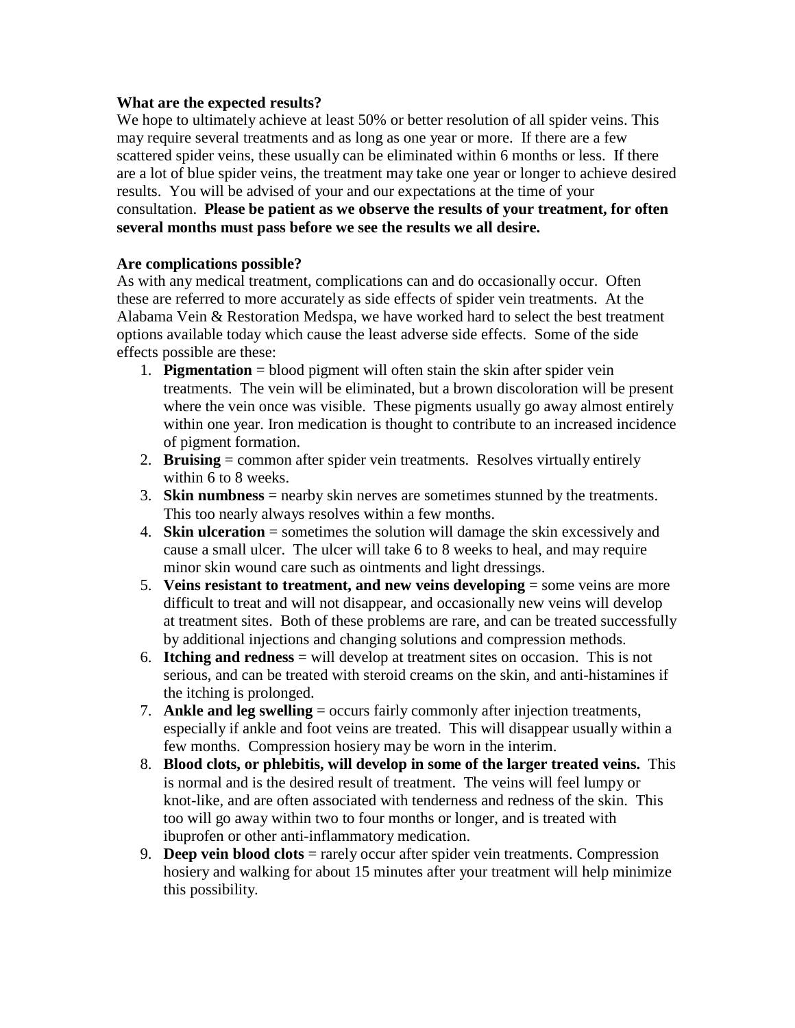**What are the expected results?**

We hope to ultimately achieve at least 50% or better resolution of all spider veins. This may require several treatments and as long as one year or more. If there are a few scattered spider veins, these usually can be eliminated within 6 months or less. If there are a lot of blue spider veins, the treatment may take one year or longer to achieve desired results. You will be advised of your and our expectations at the time of your consultation. **Please be patient as we observe the results of your treatment, for often several months must pass before we see the results we all desire.**

**Are complications possible?**

As with any medical treatment, complications can and do occasionally occur. Often these are referred to more accurately as side effects of spider vein treatments. At the Alabama Vein & Restoration Medspa, we have worked hard to select the best treatment options available today which cause the least adverse side effects. Some of the side effects possible are these:

1. **Pigmentation** = blood pigment will often stain the skin after spider vein treatments. The vein will be eliminated, but a brown discoloration will be present where the vein once was visible. These pigments usually go away almost entirely within one year. Iron medication is thought to contribute to an increased incidence of pigment formation.
2. **Bruising** = common after spider vein treatments. Resolves virtually entirely within 6 to 8 weeks.
3. **Skin numbness** = nearby skin nerves are sometimes stunned by the treatments. This too nearly always resolves within a few months.
4. **Skin ulceration** = sometimes the solution will damage the skin excessively and cause a small ulcer. The ulcer will take 6 to 8 weeks to heal, and may require minor skin wound care such as ointments and light dressings.
5. **Veins resistant to treatment, and new veins developing** = some veins are more difficult to treat and will not disappear, and occasionally new veins will develop at treatment sites. Both of these problems are rare, and can be treated successfully by additional injections and changing solutions and compression methods.
6. **Itching and redness** = will develop at treatment sites on occasion. This is not serious, and can be treated with steroid creams on the skin, and anti-histamines if the itching is prolonged.
7. **Ankle and leg swelling** = occurs fairly commonly after injection treatments, especially if ankle and foot veins are treated. This will disappear usually within a few months. Compression hosiery may be worn in the interim.
8. **Blood clots, or phlebitis, will develop in some of the larger treated veins.** This is normal and is the desired result of treatment. The veins will feel lumpy or knot-like, and are often associated with tenderness and redness of the skin. This too will go away within two to four months or longer, and is treated with ibuprofen or other anti-inflammatory medication.
9. **Deep vein blood clots** = rarely occur after spider vein treatments. Compression hosiery and walking for about 15 minutes after your treatment will help minimize this possibility.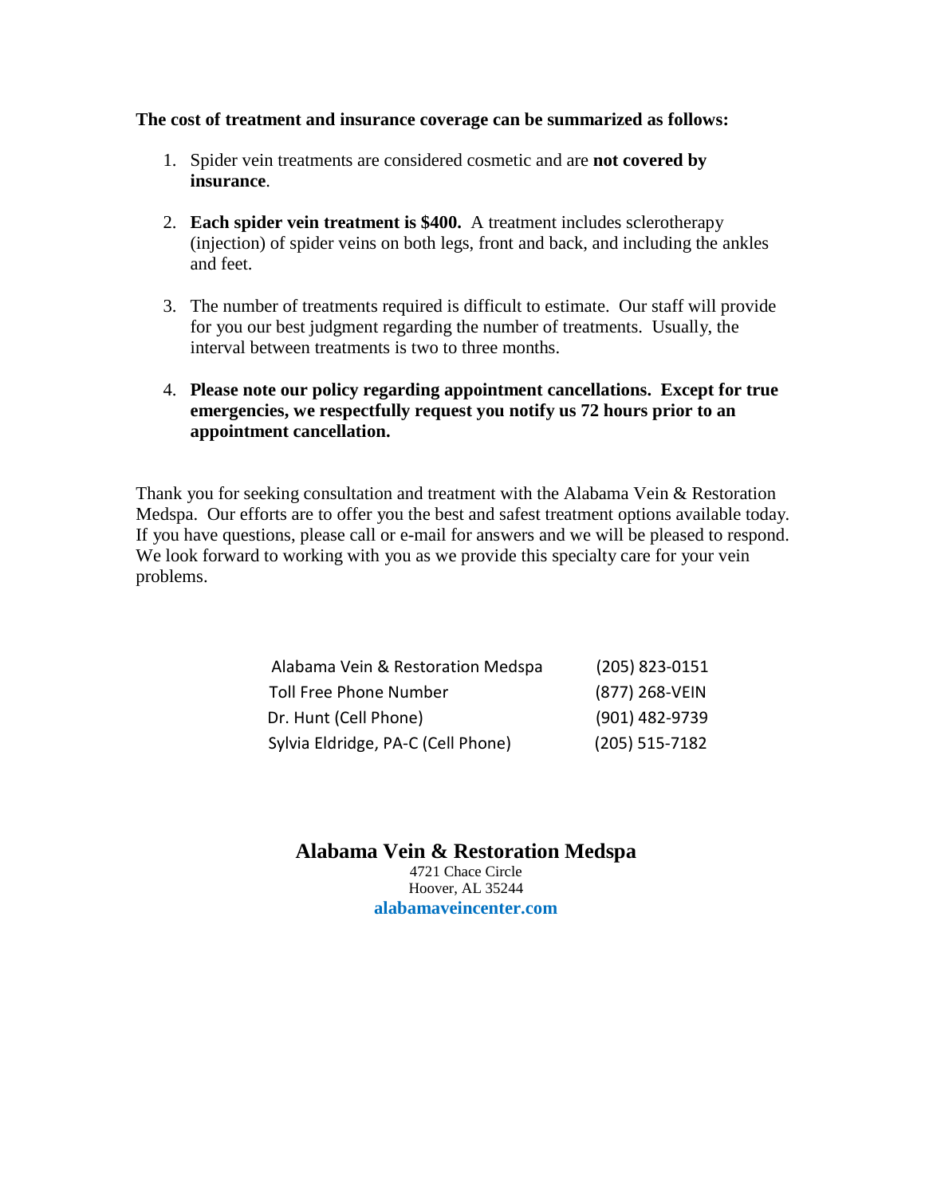**The cost of treatment and insurance coverage can be summarized as follows:**

1. Spider vein treatments are considered cosmetic and are **not covered by insurance**.

2. **Each spider vein treatment is $400.** A treatment includes sclerotherapy (injection) of spider veins on both legs, front and back, and including the ankles and feet.

3. The number of treatments required is difficult to estimate. Our staff will provide for you our best judgment regarding the number of treatments. Usually, the interval between treatments is two to three months.

4. **Please note our policy regarding appointment cancellations. Except for true emergencies, we respectfully request you notify us 72 hours prior to an appointment cancellation.**

Thank you for seeking consultation and treatment with the Alabama Vein & Restoration Medspa. Our efforts are to offer you the best and safest treatment options available today. If you have questions, please call or e-mail for answers and we will be pleased to respond. We look forward to working with you as we provide this specialty care for your vein problems.

| | |
|---|---|
| Alabama Vein & Restoration Medspa | (205) 823-0151 |
| Toll Free Phone Number | (877) 268-VEIN |
| Dr. Hunt (Cell Phone) | (901) 482-9739 |
| Sylvia Eldridge, PA-C (Cell Phone) | (205) 515-7182 |

**Alabama Vein & Restoration Medspa**
4721 Chace Circle
Hoover, AL 35244
**alabamaveincenter.com**